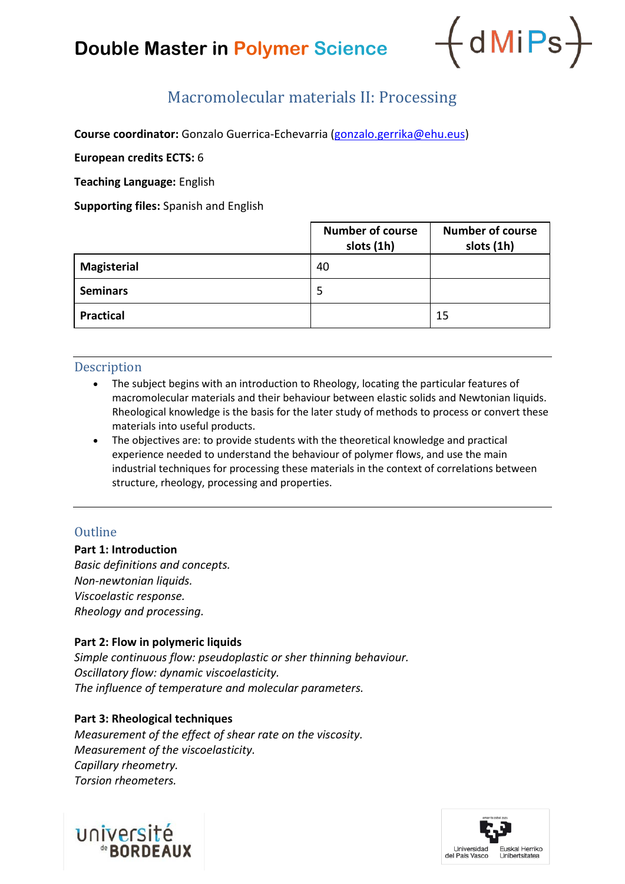# Double Master in Polymer Science

## Macromolecular materials II: Processing

**Course coordinator:** Gonzalo Guerrica-Echevarria (gonzalo.gerrika@ehu.eus)

**European credits ECTS:** 6

**Teaching Language:** English

**Supporting files:** Spanish and English

| | Number of course slots (1h) | Number of course slots (1h) |
|---|---|---|
| **Magisterial** | 40 | |
| **Seminars** | 5 | |
| **Practical** | | 15 |

### Description

- The subject begins with an introduction to Rheology, locating the particular features of macromolecular materials and their behaviour between elastic solids and Newtonian liquids. Rheological knowledge is the basis for the later study of methods to process or convert these materials into useful products.
- The objectives are: to provide students with the theoretical knowledge and practical experience needed to understand the behaviour of polymer flows, and use the main industrial techniques for processing these materials in the context of correlations between structure, rheology, processing and properties.

### Outline

**Part 1: Introduction**
*Basic definitions and concepts.*
*Non-newtonian liquids.*
*Viscoelastic response.*
*Rheology and processing.*

**Part 2: Flow in polymeric liquids**
*Simple continuous flow: pseudoplastic or sher thinning behaviour.*
*Oscillatory flow: dynamic viscoelasticity.*
*The influence of temperature and molecular parameters.*

**Part 3: Rheological techniques**
*Measurement of the effect of shear rate on the viscosity.*
*Measurement of the viscoelasticity.*
*Capillary rheometry.*
*Torsion rheometers.*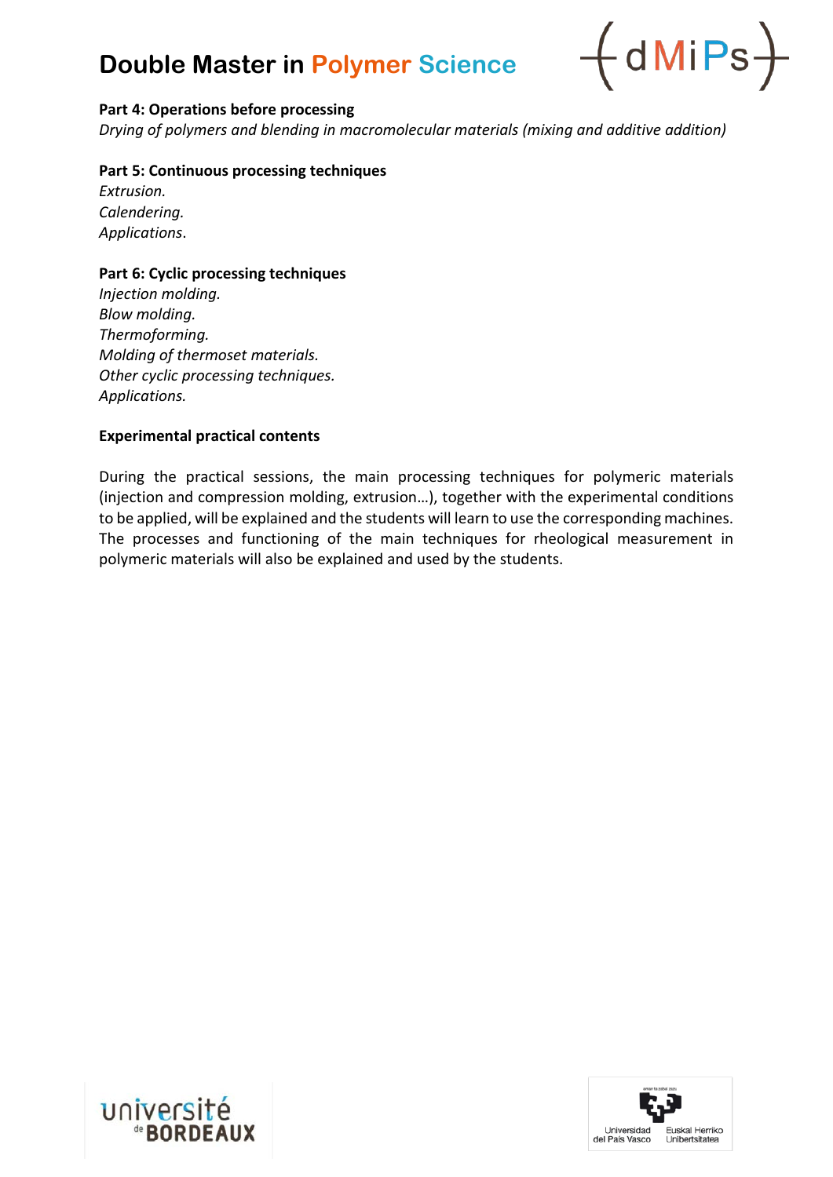**Part 4: Operations before processing**

*Drying of polymers and blending in macromolecular materials (mixing and additive addition)*

**Part 5: Continuous processing techniques**

*Extrusion.*
*Calendering.*
*Applications*.

**Part 6: Cyclic processing techniques**

*Injection molding.*
*Blow molding.*
*Thermoforming.*
*Molding of thermoset materials.*
*Other cyclic processing techniques.*
*Applications.*

**Experimental practical contents**

During the practical sessions, the main processing techniques for polymeric materials (injection and compression molding, extrusion…), together with the experimental conditions to be applied, will be explained and the students will learn to use the corresponding machines. The processes and functioning of the main techniques for rheological measurement in polymeric materials will also be explained and used by the students.